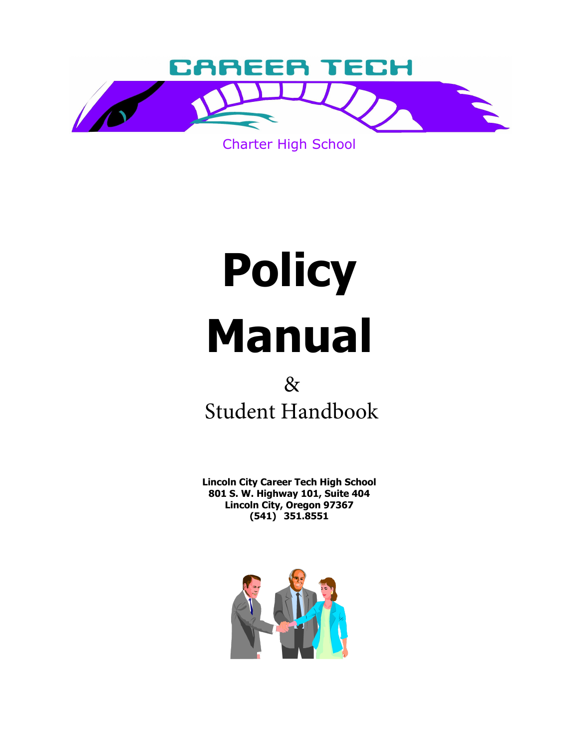CAREER TECH

Charter High School

# Policy Manual

&

Student Handbook

**Lincoln City Career Tech High School**
**801 S. W. Highway 101, Suite 404**
**Lincoln City, Oregon 97367**
**(541) 351.8551**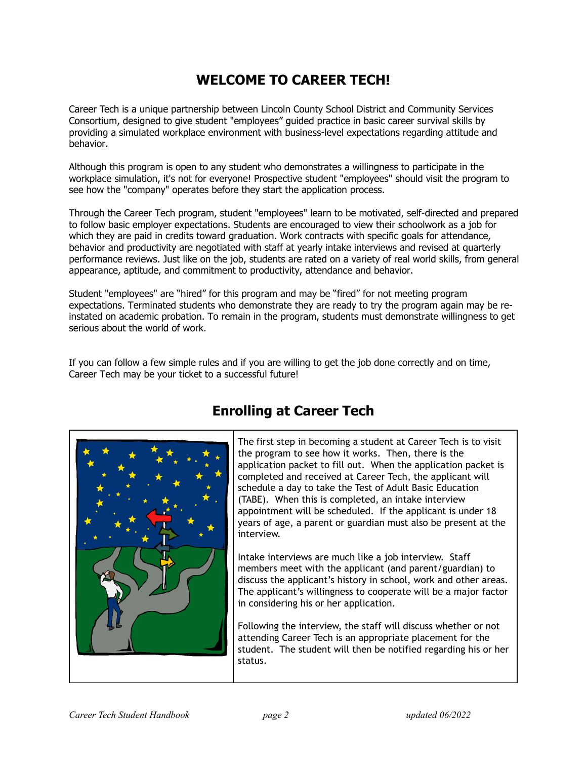# WELCOME TO CAREER TECH!

Career Tech is a unique partnership between Lincoln County School District and Community Services Consortium, designed to give student "employees" guided practice in basic career survival skills by providing a simulated workplace environment with business-level expectations regarding attitude and behavior.

Although this program is open to any student who demonstrates a willingness to participate in the workplace simulation, it's not for everyone! Prospective student "employees" should visit the program to see how the "company" operates before they start the application process.

Through the Career Tech program, student "employees" learn to be motivated, self-directed and prepared to follow basic employer expectations. Students are encouraged to view their schoolwork as a job for which they are paid in credits toward graduation. Work contracts with specific goals for attendance, behavior and productivity are negotiated with staff at yearly intake interviews and revised at quarterly performance reviews. Just like on the job, students are rated on a variety of real world skills, from general appearance, aptitude, and commitment to productivity, attendance and behavior.

Student "employees" are "hired" for this program and may be "fired" for not meeting program expectations. Terminated students who demonstrate they are ready to try the program again may be re-instated on academic probation. To remain in the program, students must demonstrate willingness to get serious about the world of work.

If you can follow a few simple rules and if you are willing to get the job done correctly and on time, Career Tech may be your ticket to a successful future!

## Enrolling at Career Tech

The first step in becoming a student at Career Tech is to visit the program to see how it works. Then, there is the application packet to fill out. When the application packet is completed and received at Career Tech, the applicant will schedule a day to take the Test of Adult Basic Education (TABE). When this is completed, an intake interview appointment will be scheduled. If the applicant is under 18 years of age, a parent or guardian must also be present at the interview.

Intake interviews are much like a job interview. Staff members meet with the applicant (and parent/guardian) to discuss the applicant's history in school, work and other areas. The applicant's willingness to cooperate will be a major factor in considering his or her application.

Following the interview, the staff will discuss whether or not attending Career Tech is an appropriate placement for the student. The student will then be notified regarding his or her status.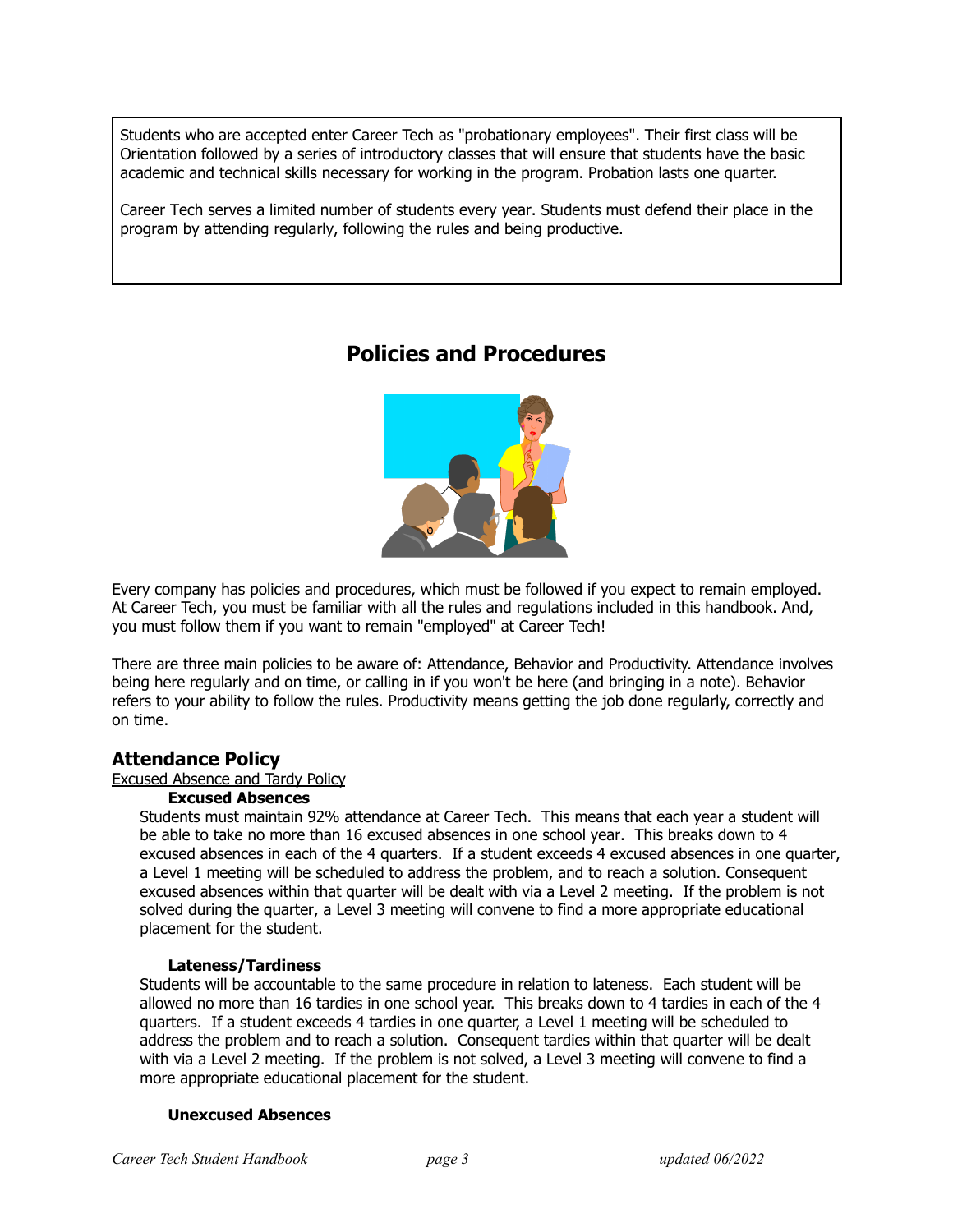Students who are accepted enter Career Tech as "probationary employees". Their first class will be Orientation followed by a series of introductory classes that will ensure that students have the basic academic and technical skills necessary for working in the program. Probation lasts one quarter.

Career Tech serves a limited number of students every year. Students must defend their place in the program by attending regularly, following the rules and being productive.

## Policies and Procedures

Every company has policies and procedures, which must be followed if you expect to remain employed. At Career Tech, you must be familiar with all the rules and regulations included in this handbook. And, you must follow them if you want to remain "employed" at Career Tech!

There are three main policies to be aware of: Attendance, Behavior and Productivity. Attendance involves being here regularly and on time, or calling in if you won't be here (and bringing in a note). Behavior refers to your ability to follow the rules. Productivity means getting the job done regularly, correctly and on time.

### Attendance Policy

Excused Absence and Tardy Policy

**Excused Absences**

Students must maintain 92% attendance at Career Tech. This means that each year a student will be able to take no more than 16 excused absences in one school year. This breaks down to 4 excused absences in each of the 4 quarters. If a student exceeds 4 excused absences in one quarter, a Level 1 meeting will be scheduled to address the problem, and to reach a solution. Consequent excused absences within that quarter will be dealt with via a Level 2 meeting. If the problem is not solved during the quarter, a Level 3 meeting will convene to find a more appropriate educational placement for the student.

**Lateness/Tardiness**

Students will be accountable to the same procedure in relation to lateness. Each student will be allowed no more than 16 tardies in one school year. This breaks down to 4 tardies in each of the 4 quarters. If a student exceeds 4 tardies in one quarter, a Level 1 meeting will be scheduled to address the problem and to reach a solution. Consequent tardies within that quarter will be dealt with via a Level 2 meeting. If the problem is not solved, a Level 3 meeting will convene to find a more appropriate educational placement for the student.

**Unexcused Absences**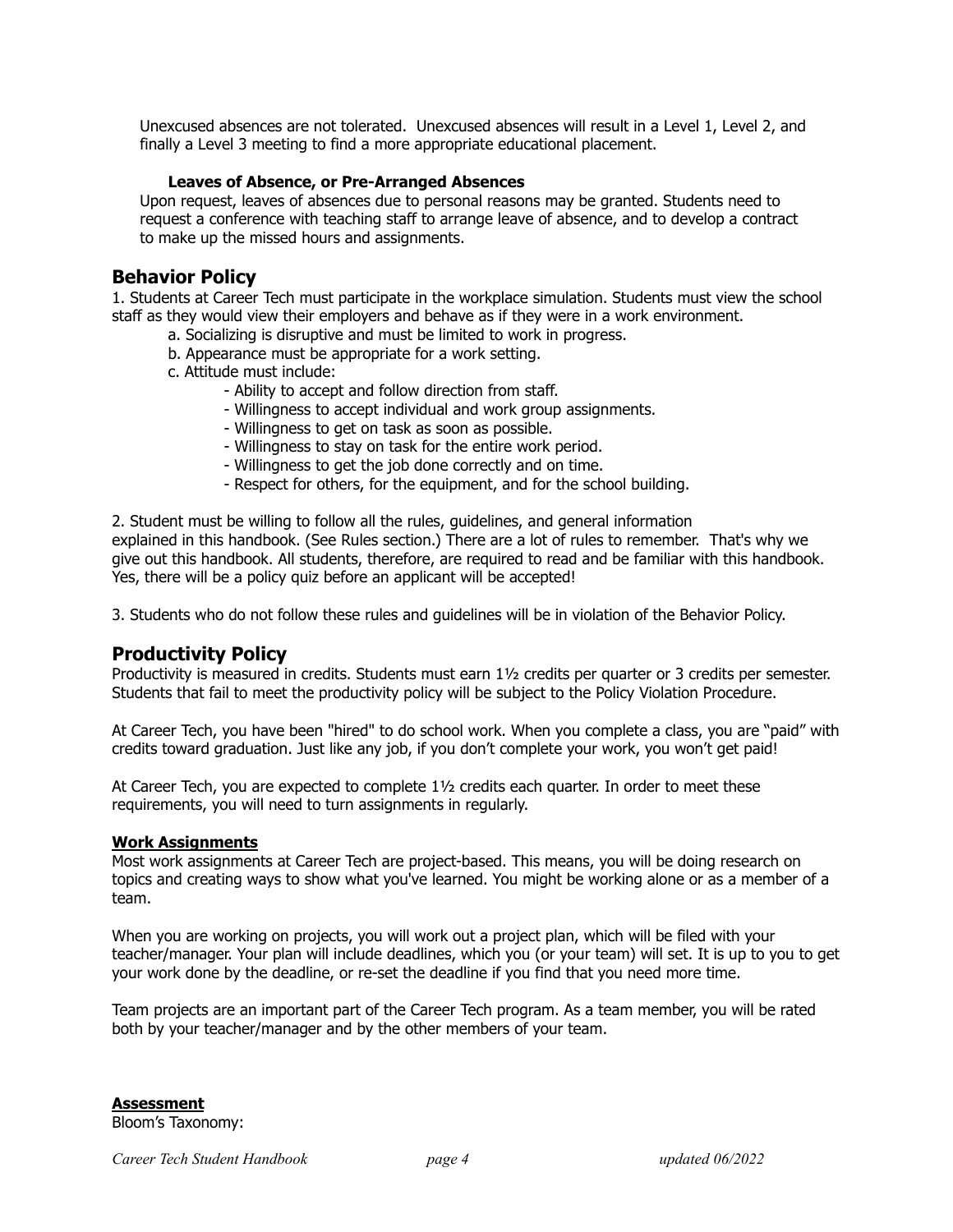Unexcused absences are not tolerated. Unexcused absences will result in a Level 1, Level 2, and finally a Level 3 meeting to find a more appropriate educational placement.

**Leaves of Absence, or Pre-Arranged Absences**

Upon request, leaves of absences due to personal reasons may be granted. Students need to request a conference with teaching staff to arrange leave of absence, and to develop a contract to make up the missed hours and assignments.

## Behavior Policy

1. Students at Career Tech must participate in the workplace simulation. Students must view the school staff as they would view their employers and behave as if they were in a work environment.
   a. Socializing is disruptive and must be limited to work in progress.
   b. Appearance must be appropriate for a work setting.
   c. Attitude must include:
      - Ability to accept and follow direction from staff.
      - Willingness to accept individual and work group assignments.
      - Willingness to get on task as soon as possible.
      - Willingness to stay on task for the entire work period.
      - Willingness to get the job done correctly and on time.
      - Respect for others, for the equipment, and for the school building.

2. Student must be willing to follow all the rules, guidelines, and general information explained in this handbook. (See Rules section.) There are a lot of rules to remember. That's why we give out this handbook. All students, therefore, are required to read and be familiar with this handbook. Yes, there will be a policy quiz before an applicant will be accepted!

3. Students who do not follow these rules and guidelines will be in violation of the Behavior Policy.

## Productivity Policy

Productivity is measured in credits. Students must earn 1½ credits per quarter or 3 credits per semester. Students that fail to meet the productivity policy will be subject to the Policy Violation Procedure.

At Career Tech, you have been "hired" to do school work. When you complete a class, you are "paid" with credits toward graduation. Just like any job, if you don't complete your work, you won't get paid!

At Career Tech, you are expected to complete 1½ credits each quarter. In order to meet these requirements, you will need to turn assignments in regularly.

**Work Assignments**

Most work assignments at Career Tech are project-based. This means, you will be doing research on topics and creating ways to show what you've learned. You might be working alone or as a member of a team.

When you are working on projects, you will work out a project plan, which will be filed with your teacher/manager. Your plan will include deadlines, which you (or your team) will set. It is up to you to get your work done by the deadline, or re-set the deadline if you find that you need more time.

Team projects are an important part of the Career Tech program. As a team member, you will be rated both by your teacher/manager and by the other members of your team.

**Assessment**

Bloom's Taxonomy: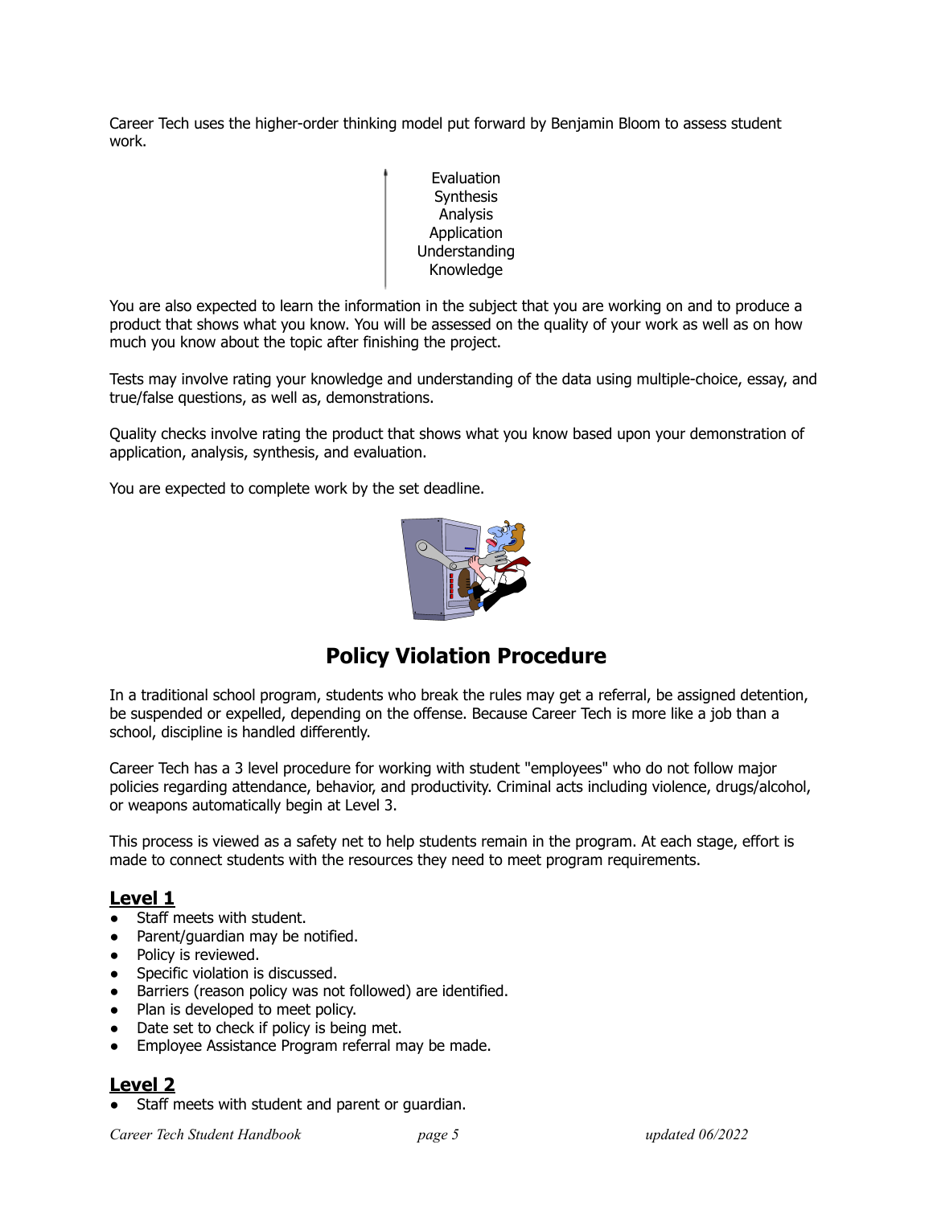Career Tech uses the higher-order thinking model put forward by Benjamin Bloom to assess student work.

Evaluation
Synthesis
Analysis
Application
Understanding
Knowledge

You are also expected to learn the information in the subject that you are working on and to produce a product that shows what you know. You will be assessed on the quality of your work as well as on how much you know about the topic after finishing the project.

Tests may involve rating your knowledge and understanding of the data using multiple-choice, essay, and true/false questions, as well as, demonstrations.

Quality checks involve rating the product that shows what you know based upon your demonstration of application, analysis, synthesis, and evaluation.

You are expected to complete work by the set deadline.

## Policy Violation Procedure

In a traditional school program, students who break the rules may get a referral, be assigned detention, be suspended or expelled, depending on the offense. Because Career Tech is more like a job than a school, discipline is handled differently.

Career Tech has a 3 level procedure for working with student "employees" who do not follow major policies regarding attendance, behavior, and productivity. Criminal acts including violence, drugs/alcohol, or weapons automatically begin at Level 3.

This process is viewed as a safety net to help students remain in the program. At each stage, effort is made to connect students with the resources they need to meet program requirements.

### Level 1

- Staff meets with student.
- Parent/guardian may be notified.
- Policy is reviewed.
- Specific violation is discussed.
- Barriers (reason policy was not followed) are identified.
- Plan is developed to meet policy.
- Date set to check if policy is being met.
- Employee Assistance Program referral may be made.

### Level 2

- Staff meets with student and parent or guardian.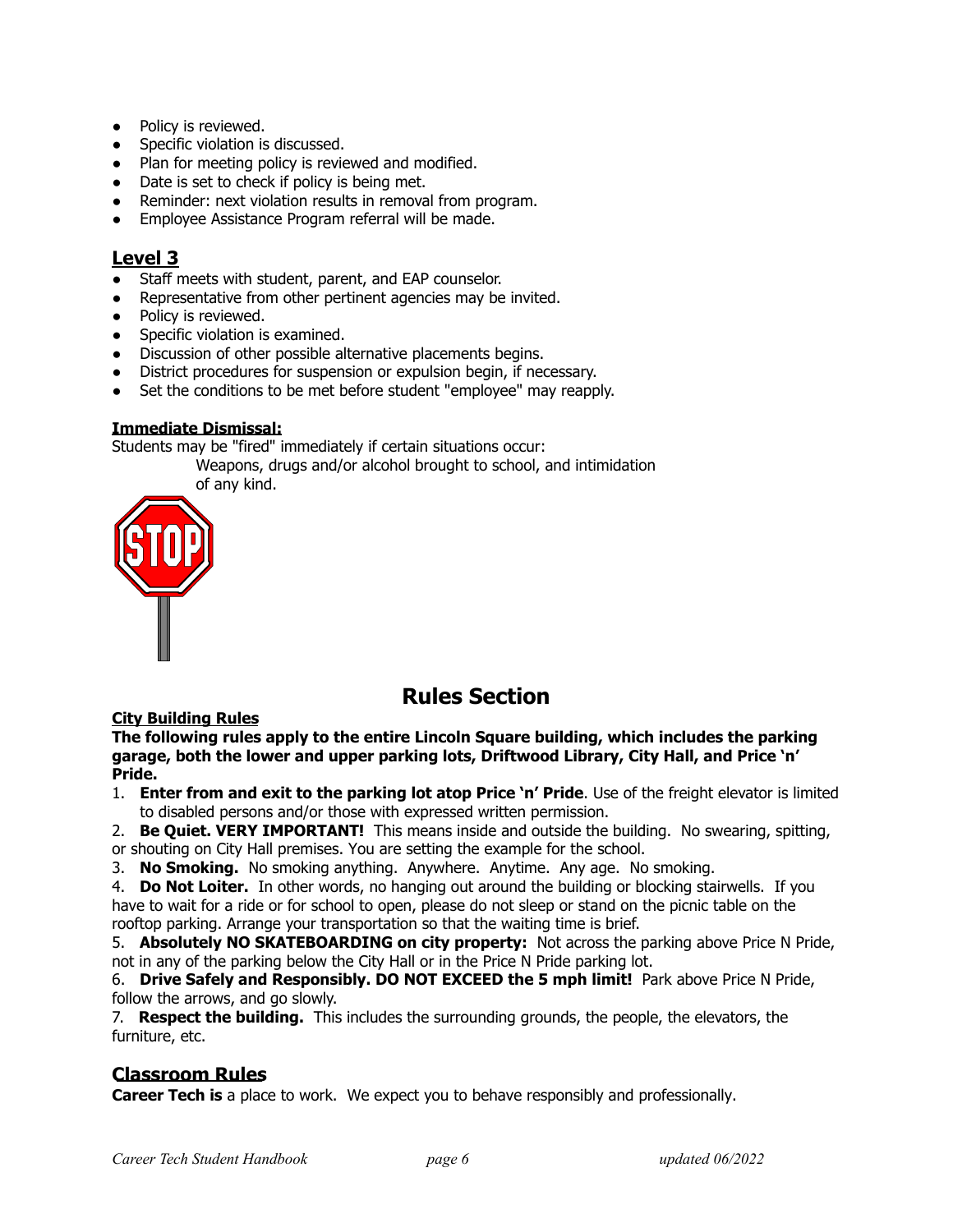- Policy is reviewed.
- Specific violation is discussed.
- Plan for meeting policy is reviewed and modified.
- Date is set to check if policy is being met.
- Reminder: next violation results in removal from program.
- Employee Assistance Program referral will be made.

## Level 3

- Staff meets with student, parent, and EAP counselor.
- Representative from other pertinent agencies may be invited.
- Policy is reviewed.
- Specific violation is examined.
- Discussion of other possible alternative placements begins.
- District procedures for suspension or expulsion begin, if necessary.
- Set the conditions to be met before student "employee" may reapply.

**Immediate Dismissal:**

Students may be "fired" immediately if certain situations occur:

Weapons, drugs and/or alcohol brought to school, and intimidation of any kind.

# Rules Section

**City Building Rules**

**The following rules apply to the entire Lincoln Square building, which includes the parking garage, both the lower and upper parking lots, Driftwood Library, City Hall, and Price 'n' Pride.**

1. **Enter from and exit to the parking lot atop Price 'n' Pride**. Use of the freight elevator is limited to disabled persons and/or those with expressed written permission.
2. **Be Quiet. VERY IMPORTANT!** This means inside and outside the building. No swearing, spitting, or shouting on City Hall premises. You are setting the example for the school.
3. **No Smoking.** No smoking anything. Anywhere. Anytime. Any age. No smoking.
4. **Do Not Loiter.** In other words, no hanging out around the building or blocking stairwells. If you have to wait for a ride or for school to open, please do not sleep or stand on the picnic table on the rooftop parking. Arrange your transportation so that the waiting time is brief.
5. **Absolutely NO SKATEBOARDING on city property:** Not across the parking above Price N Pride, not in any of the parking below the City Hall or in the Price N Pride parking lot.
6. **Drive Safely and Responsibly. DO NOT EXCEED the 5 mph limit!** Park above Price N Pride, follow the arrows, and go slowly.
7. **Respect the building.** This includes the surrounding grounds, the people, the elevators, the furniture, etc.

## Classroom Rules

**Career Tech is** a place to work. We expect you to behave responsibly and professionally.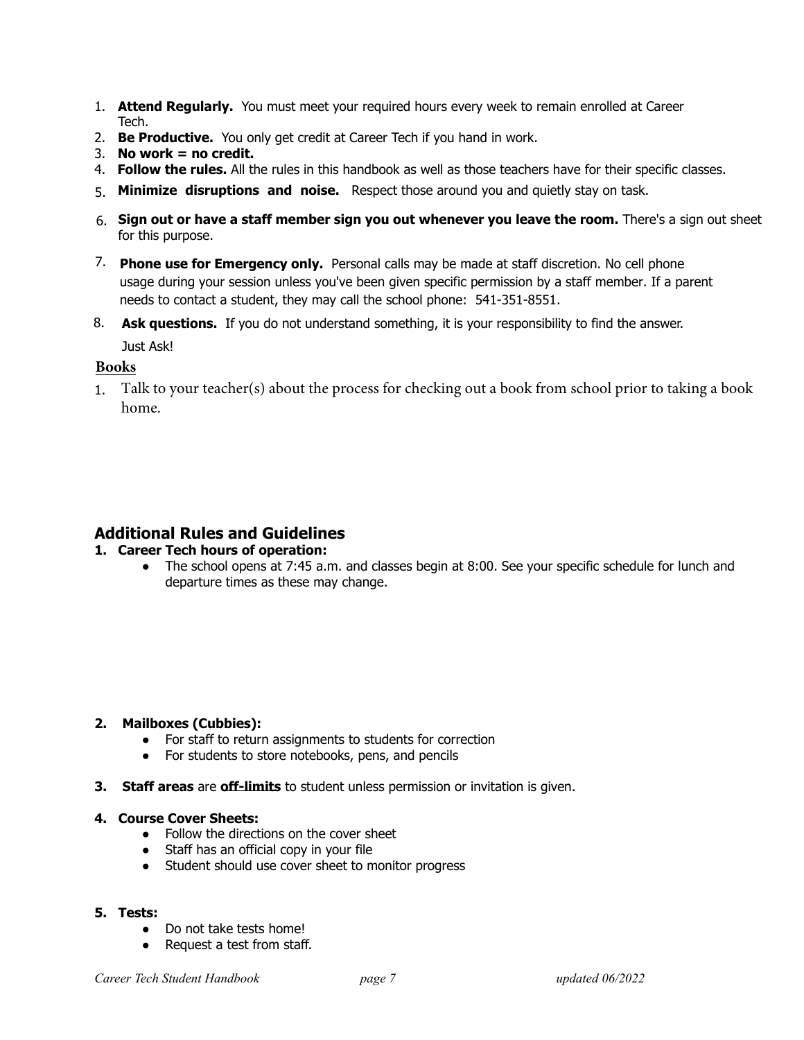1. **Attend Regularly.** You must meet your required hours every week to remain enrolled at Career Tech.
2. **Be Productive.** You only get credit at Career Tech if you hand in work.
3. **No work = no credit.**
4. **Follow the rules.** All the rules in this handbook as well as those teachers have for their specific classes.
5. **Minimize disruptions and noise.** Respect those around you and quietly stay on task.
6. **Sign out or have a staff member sign you out whenever you leave the room.** There's a sign out sheet for this purpose.
7. **Phone use for Emergency only.** Personal calls may be made at staff discretion. No cell phone usage during your session unless you've been given specific permission by a staff member. If a parent needs to contact a student, they may call the school phone: 541-351-8551.
8. **Ask questions.** If you do not understand something, it is your responsibility to find the answer. Just Ask!

**Books**

1. Talk to your teacher(s) about the process for checking out a book from school prior to taking a book home.

## Additional Rules and Guidelines

1. **Career Tech hours of operation:**
   - The school opens at 7:45 a.m. and classes begin at 8:00. See your specific schedule for lunch and departure times as these may change.

2. **Mailboxes (Cubbies):**
   - For staff to return assignments to students for correction
   - For students to store notebooks, pens, and pencils

3. **Staff areas** are **off-limits** to student unless permission or invitation is given.

4. **Course Cover Sheets:**
   - Follow the directions on the cover sheet
   - Staff has an official copy in your file
   - Student should use cover sheet to monitor progress

5. **Tests:**
   - Do not take tests home!
   - Request a test from staff.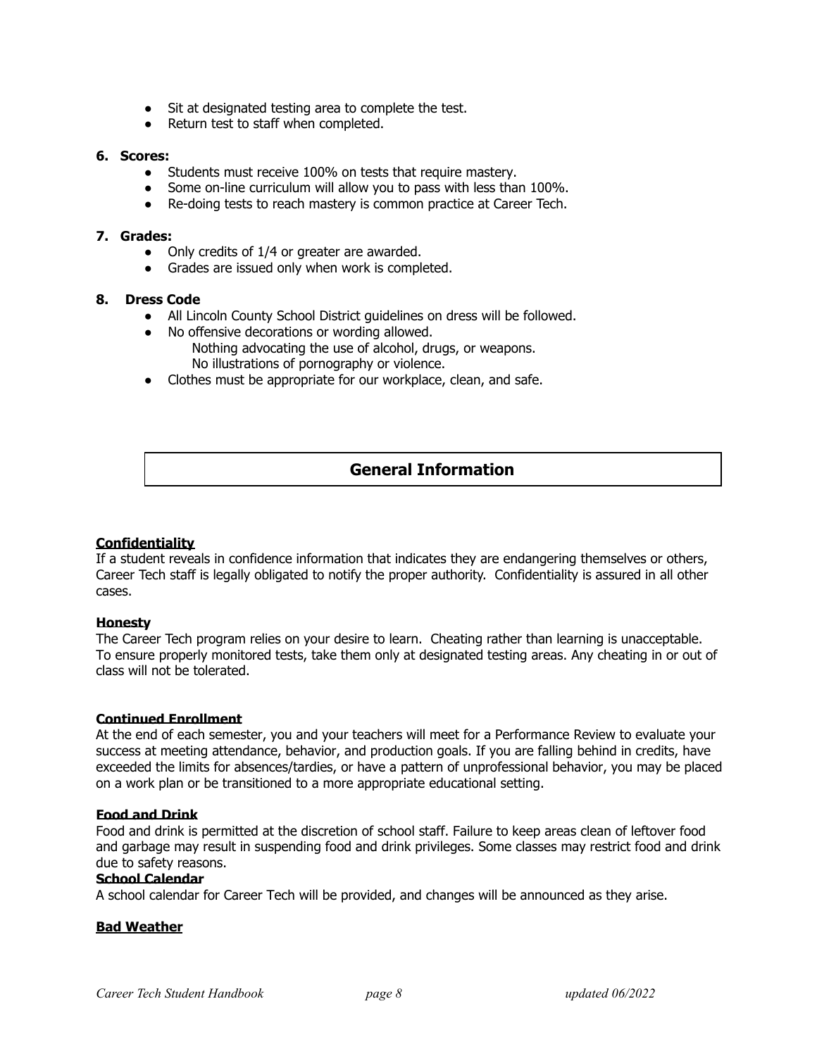- Sit at designated testing area to complete the test.
- Return test to staff when completed.

**6. Scores:**

- Students must receive 100% on tests that require mastery.
- Some on-line curriculum will allow you to pass with less than 100%.
- Re-doing tests to reach mastery is common practice at Career Tech.

**7. Grades:**

- Only credits of 1/4 or greater are awarded.
- Grades are issued only when work is completed.

**8. Dress Code**

- All Lincoln County School District guidelines on dress will be followed.
- No offensive decorations or wording allowed.
  Nothing advocating the use of alcohol, drugs, or weapons.
  No illustrations of pornography or violence.
- Clothes must be appropriate for our workplace, clean, and safe.

## General Information

**Confidentiality**

If a student reveals in confidence information that indicates they are endangering themselves or others, Career Tech staff is legally obligated to notify the proper authority. Confidentiality is assured in all other cases.

**Honesty**

The Career Tech program relies on your desire to learn. Cheating rather than learning is unacceptable. To ensure properly monitored tests, take them only at designated testing areas. Any cheating in or out of class will not be tolerated.

**Continued Enrollment**

At the end of each semester, you and your teachers will meet for a Performance Review to evaluate your success at meeting attendance, behavior, and production goals. If you are falling behind in credits, have exceeded the limits for absences/tardies, or have a pattern of unprofessional behavior, you may be placed on a work plan or be transitioned to a more appropriate educational setting.

**Food and Drink**

Food and drink is permitted at the discretion of school staff. Failure to keep areas clean of leftover food and garbage may result in suspending food and drink privileges. Some classes may restrict food and drink due to safety reasons.

**School Calendar**

A school calendar for Career Tech will be provided, and changes will be announced as they arise.

**Bad Weather**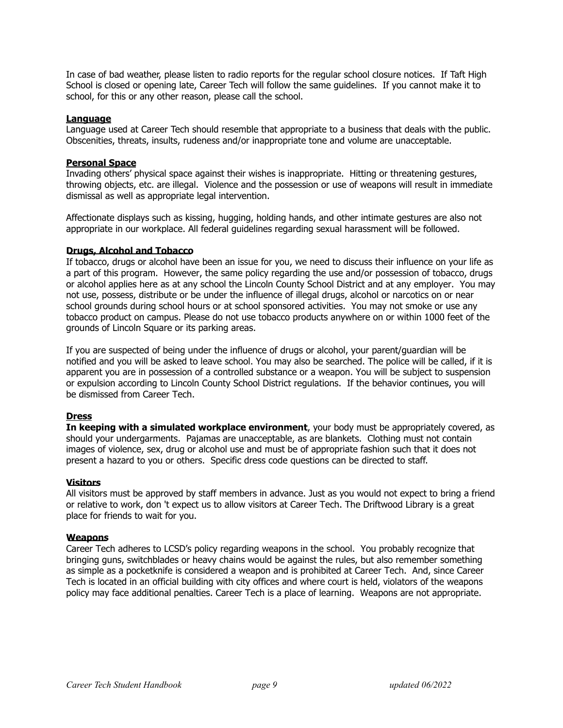In case of bad weather, please listen to radio reports for the regular school closure notices. If Taft High School is closed or opening late, Career Tech will follow the same guidelines. If you cannot make it to school, for this or any other reason, please call the school.

## Language

Language used at Career Tech should resemble that appropriate to a business that deals with the public. Obscenities, threats, insults, rudeness and/or inappropriate tone and volume are unacceptable.

## Personal Space

Invading others' physical space against their wishes is inappropriate. Hitting or threatening gestures, throwing objects, etc. are illegal. Violence and the possession or use of weapons will result in immediate dismissal as well as appropriate legal intervention.

Affectionate displays such as kissing, hugging, holding hands, and other intimate gestures are also not appropriate in our workplace. All federal guidelines regarding sexual harassment will be followed.

## Drugs, Alcohol and Tobacco

If tobacco, drugs or alcohol have been an issue for you, we need to discuss their influence on your life as a part of this program. However, the same policy regarding the use and/or possession of tobacco, drugs or alcohol applies here as at any school the Lincoln County School District and at any employer. You may not use, possess, distribute or be under the influence of illegal drugs, alcohol or narcotics on or near school grounds during school hours or at school sponsored activities. You may not smoke or use any tobacco product on campus. Please do not use tobacco products anywhere on or within 1000 feet of the grounds of Lincoln Square or its parking areas.

If you are suspected of being under the influence of drugs or alcohol, your parent/guardian will be notified and you will be asked to leave school. You may also be searched. The police will be called, if it is apparent you are in possession of a controlled substance or a weapon. You will be subject to suspension or expulsion according to Lincoln County School District regulations. If the behavior continues, you will be dismissed from Career Tech.

## Dress

**In keeping with a simulated workplace environment**, your body must be appropriately covered, as should your undergarments. Pajamas are unacceptable, as are blankets. Clothing must not contain images of violence, sex, drug or alcohol use and must be of appropriate fashion such that it does not present a hazard to you or others. Specific dress code questions can be directed to staff.

## Visitors

All visitors must be approved by staff members in advance. Just as you would not expect to bring a friend or relative to work, don 't expect us to allow visitors at Career Tech. The Driftwood Library is a great place for friends to wait for you.

## Weapons

Career Tech adheres to LCSD's policy regarding weapons in the school. You probably recognize that bringing guns, switchblades or heavy chains would be against the rules, but also remember something as simple as a pocketknife is considered a weapon and is prohibited at Career Tech. And, since Career Tech is located in an official building with city offices and where court is held, violators of the weapons policy may face additional penalties. Career Tech is a place of learning. Weapons are not appropriate.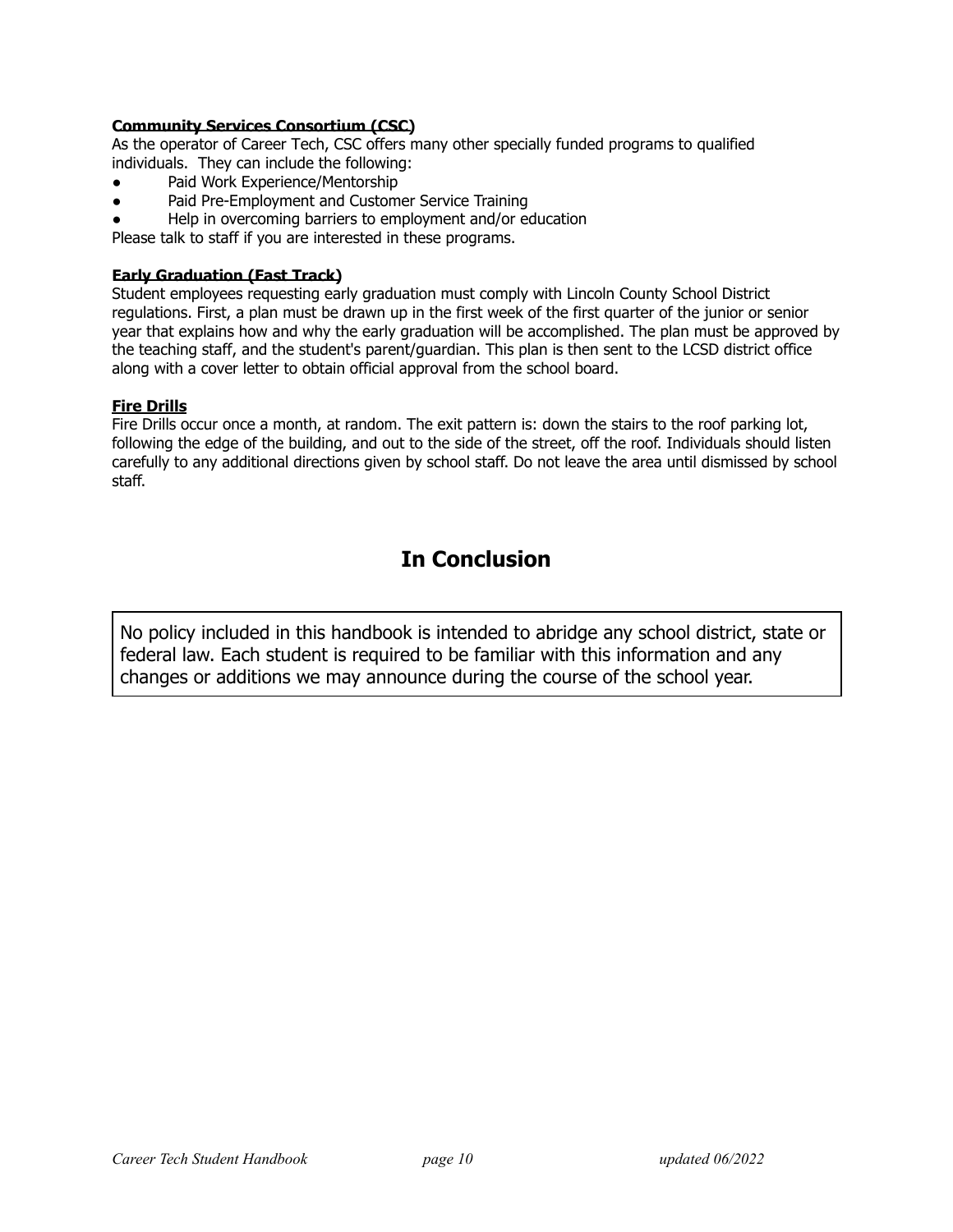**Community Services Consortium (CSC)**

As the operator of Career Tech, CSC offers many other specially funded programs to qualified individuals. They can include the following:

- Paid Work Experience/Mentorship
- Paid Pre-Employment and Customer Service Training
- Help in overcoming barriers to employment and/or education

Please talk to staff if you are interested in these programs.

**Early Graduation (Fast Track)**

Student employees requesting early graduation must comply with Lincoln County School District regulations. First, a plan must be drawn up in the first week of the first quarter of the junior or senior year that explains how and why the early graduation will be accomplished. The plan must be approved by the teaching staff, and the student's parent/guardian. This plan is then sent to the LCSD district office along with a cover letter to obtain official approval from the school board.

**Fire Drills**

Fire Drills occur once a month, at random. The exit pattern is: down the stairs to the roof parking lot, following the edge of the building, and out to the side of the street, off the roof. Individuals should listen carefully to any additional directions given by school staff. Do not leave the area until dismissed by school staff.

# In Conclusion

No policy included in this handbook is intended to abridge any school district, state or federal law. Each student is required to be familiar with this information and any changes or additions we may announce during the course of the school year.